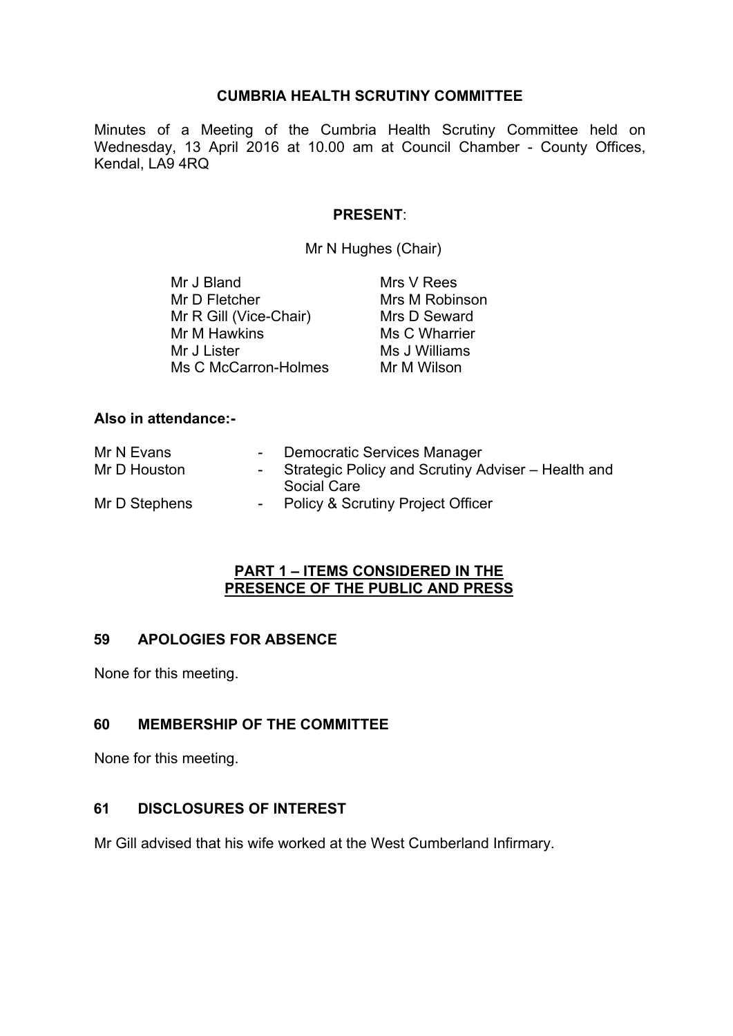# CUMBRIA HEALTH SCRUTINY COMMITTEE

Minutes of a Meeting of the Cumbria Health Scrutiny Committee held on Wednesday, 13 April 2016 at 10.00 am at Council Chamber - County Offices, Kendal, LA9 4RQ

**PRESENT**:

Mr N Hughes (Chair)

| | |
|---|---|
| Mr J Bland | Mrs V Rees |
| Mr D Fletcher | Mrs M Robinson |
| Mr R Gill (Vice-Chair) | Mrs D Seward |
| Mr M Hawkins | Ms C Wharrier |
| Mr J Lister | Ms J Williams |
| Ms C McCarron-Holmes | Mr M Wilson |

**Also in attendance:-**

| | | |
|---|---|---|
| Mr N Evans | - | Democratic Services Manager |
| Mr D Houston | - | Strategic Policy and Scrutiny Adviser – Health and Social Care |
| Mr D Stephens | - | Policy & Scrutiny Project Officer |

**PART 1 – ITEMS CONSIDERED IN THE PRESENCE OF THE PUBLIC AND PRESS**

## 59 APOLOGIES FOR ABSENCE

None for this meeting.

## 60 MEMBERSHIP OF THE COMMITTEE

None for this meeting.

## 61 DISCLOSURES OF INTEREST

Mr Gill advised that his wife worked at the West Cumberland Infirmary.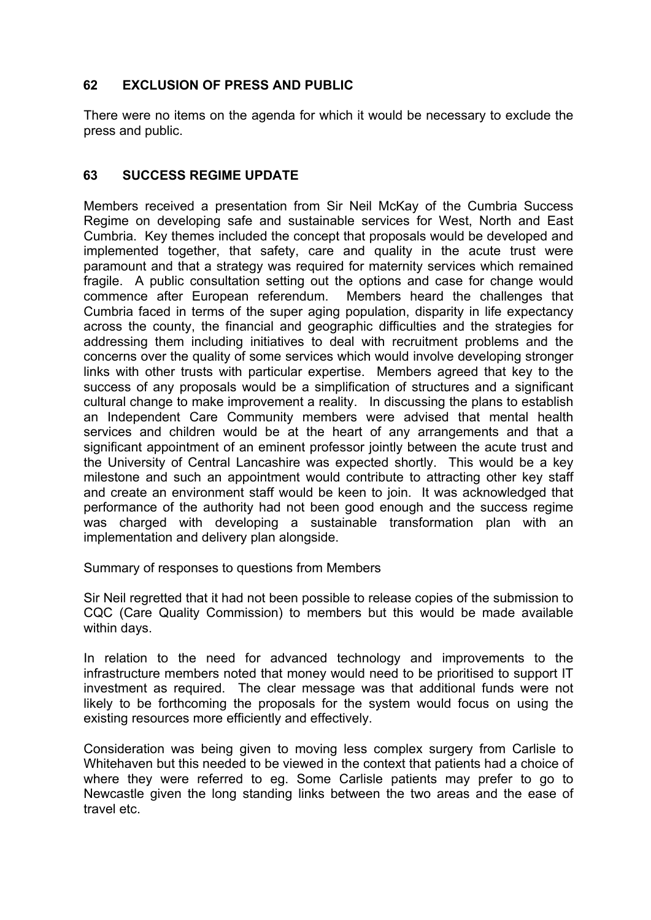## 62 EXCLUSION OF PRESS AND PUBLIC

There were no items on the agenda for which it would be necessary to exclude the press and public.

## 63 SUCCESS REGIME UPDATE

Members received a presentation from Sir Neil McKay of the Cumbria Success Regime on developing safe and sustainable services for West, North and East Cumbria. Key themes included the concept that proposals would be developed and implemented together, that safety, care and quality in the acute trust were paramount and that a strategy was required for maternity services which remained fragile. A public consultation setting out the options and case for change would commence after European referendum. Members heard the challenges that Cumbria faced in terms of the super aging population, disparity in life expectancy across the county, the financial and geographic difficulties and the strategies for addressing them including initiatives to deal with recruitment problems and the concerns over the quality of some services which would involve developing stronger links with other trusts with particular expertise. Members agreed that key to the success of any proposals would be a simplification of structures and a significant cultural change to make improvement a reality. In discussing the plans to establish an Independent Care Community members were advised that mental health services and children would be at the heart of any arrangements and that a significant appointment of an eminent professor jointly between the acute trust and the University of Central Lancashire was expected shortly. This would be a key milestone and such an appointment would contribute to attracting other key staff and create an environment staff would be keen to join. It was acknowledged that performance of the authority had not been good enough and the success regime was charged with developing a sustainable transformation plan with an implementation and delivery plan alongside.

Summary of responses to questions from Members

Sir Neil regretted that it had not been possible to release copies of the submission to CQC (Care Quality Commission) to members but this would be made available within days.

In relation to the need for advanced technology and improvements to the infrastructure members noted that money would need to be prioritised to support IT investment as required. The clear message was that additional funds were not likely to be forthcoming the proposals for the system would focus on using the existing resources more efficiently and effectively.

Consideration was being given to moving less complex surgery from Carlisle to Whitehaven but this needed to be viewed in the context that patients had a choice of where they were referred to eg. Some Carlisle patients may prefer to go to Newcastle given the long standing links between the two areas and the ease of travel etc.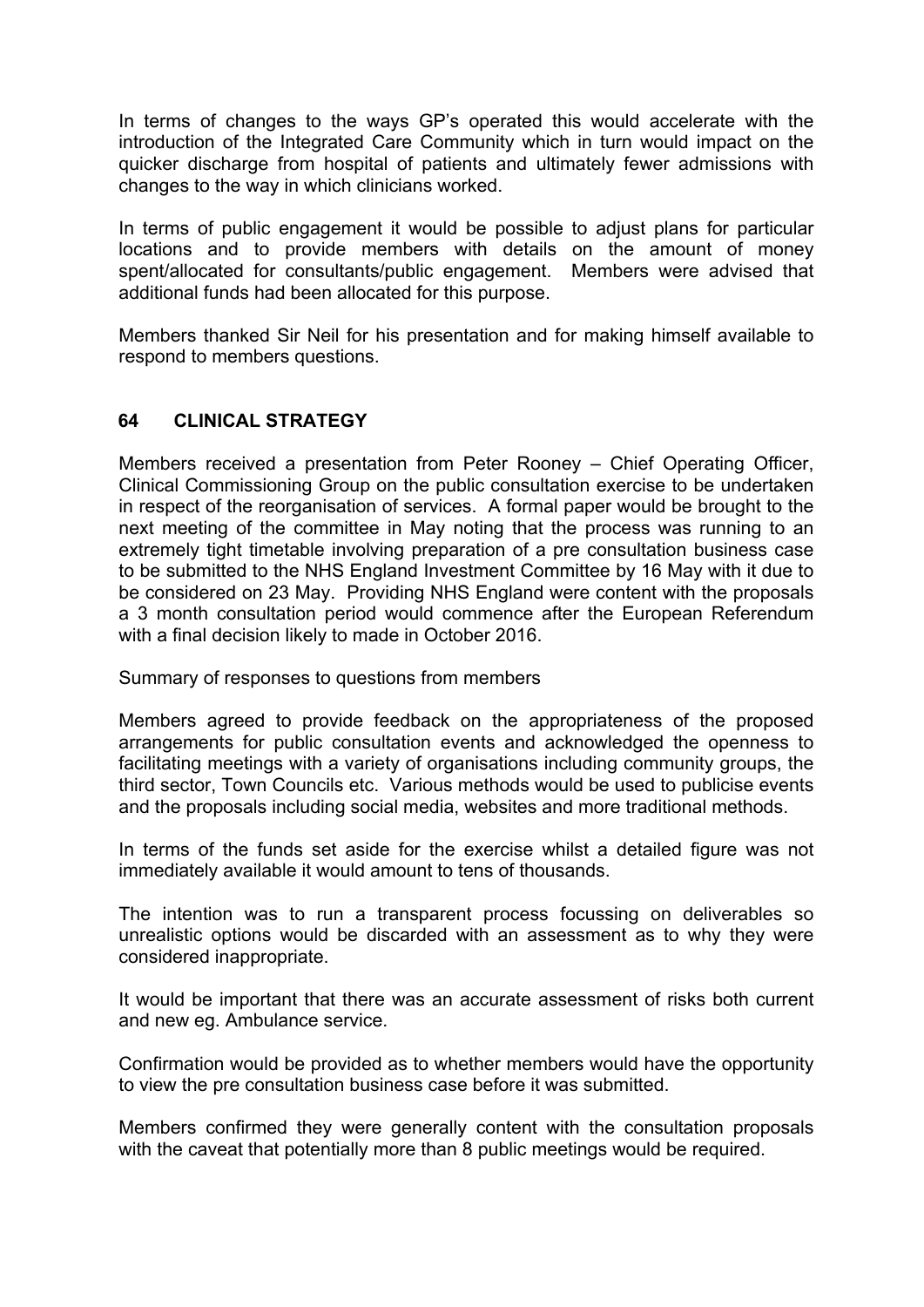In terms of changes to the ways GP's operated this would accelerate with the introduction of the Integrated Care Community which in turn would impact on the quicker discharge from hospital of patients and ultimately fewer admissions with changes to the way in which clinicians worked.

In terms of public engagement it would be possible to adjust plans for particular locations and to provide members with details on the amount of money spent/allocated for consultants/public engagement. Members were advised that additional funds had been allocated for this purpose.

Members thanked Sir Neil for his presentation and for making himself available to respond to members questions.

## 64 CLINICAL STRATEGY

Members received a presentation from Peter Rooney – Chief Operating Officer, Clinical Commissioning Group on the public consultation exercise to be undertaken in respect of the reorganisation of services. A formal paper would be brought to the next meeting of the committee in May noting that the process was running to an extremely tight timetable involving preparation of a pre consultation business case to be submitted to the NHS England Investment Committee by 16 May with it due to be considered on 23 May. Providing NHS England were content with the proposals a 3 month consultation period would commence after the European Referendum with a final decision likely to made in October 2016.

Summary of responses to questions from members

Members agreed to provide feedback on the appropriateness of the proposed arrangements for public consultation events and acknowledged the openness to facilitating meetings with a variety of organisations including community groups, the third sector, Town Councils etc. Various methods would be used to publicise events and the proposals including social media, websites and more traditional methods.

In terms of the funds set aside for the exercise whilst a detailed figure was not immediately available it would amount to tens of thousands.

The intention was to run a transparent process focussing on deliverables so unrealistic options would be discarded with an assessment as to why they were considered inappropriate.

It would be important that there was an accurate assessment of risks both current and new eg. Ambulance service.

Confirmation would be provided as to whether members would have the opportunity to view the pre consultation business case before it was submitted.

Members confirmed they were generally content with the consultation proposals with the caveat that potentially more than 8 public meetings would be required.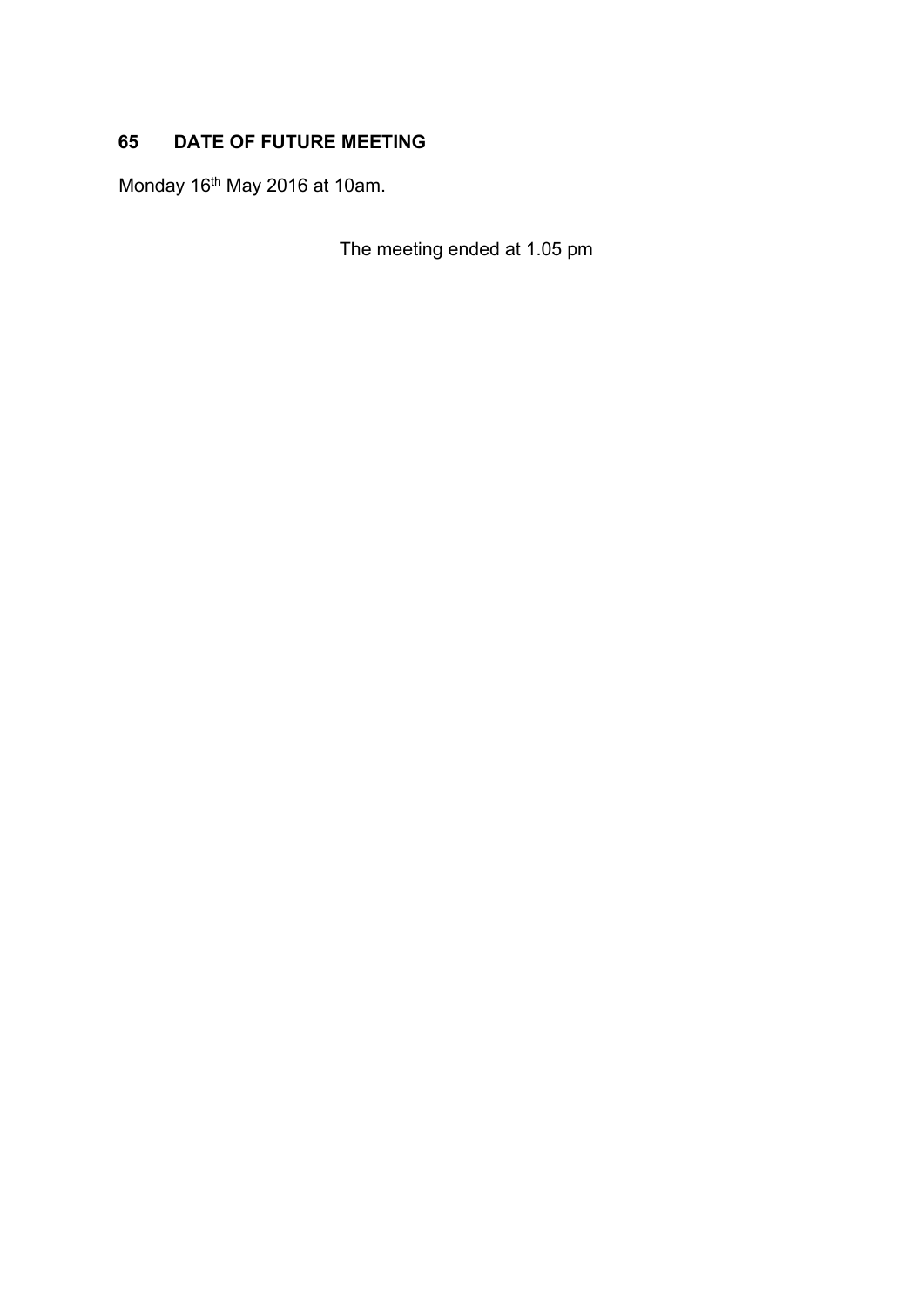## 65 DATE OF FUTURE MEETING

Monday 16th May 2016 at 10am.

The meeting ended at 1.05 pm